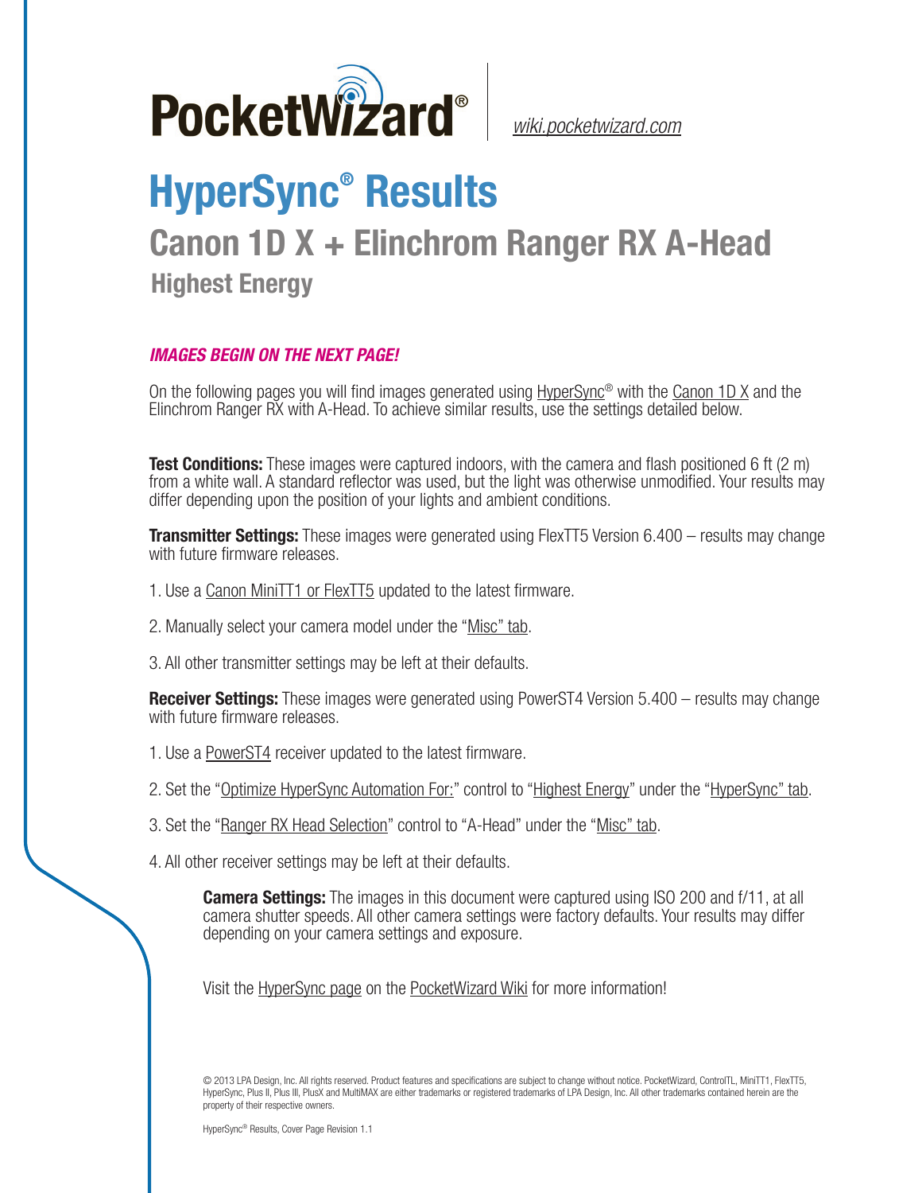PocketWizard®

wiki.pocketwizard.com

# HyperSync® Results

## Canon 1D X + Elinchrom Ranger RX A-Head

### Highest Energy

***IMAGES BEGIN ON THE NEXT PAGE!***

On the following pages you will find images generated using HyperSync® with the Canon 1D X and the Elinchrom Ranger RX with A-Head. To achieve similar results, use the settings detailed below.

**Test Conditions:** These images were captured indoors, with the camera and flash positioned 6 ft (2 m) from a white wall. A standard reflector was used, but the light was otherwise unmodified. Your results may differ depending upon the position of your lights and ambient conditions.

**Transmitter Settings:** These images were generated using FlexTT5 Version 6.400 – results may change with future firmware releases.

1. Use a Canon MiniTT1 or FlexTT5 updated to the latest firmware.

2. Manually select your camera model under the "Misc" tab.

3. All other transmitter settings may be left at their defaults.

**Receiver Settings:** These images were generated using PowerST4 Version 5.400 – results may change with future firmware releases.

1. Use a PowerST4 receiver updated to the latest firmware.

2. Set the "Optimize HyperSync Automation For:" control to "Highest Energy" under the "HyperSync" tab.

3. Set the "Ranger RX Head Selection" control to "A-Head" under the "Misc" tab.

4. All other receiver settings may be left at their defaults.

**Camera Settings:** The images in this document were captured using ISO 200 and f/11, at all camera shutter speeds. All other camera settings were factory defaults. Your results may differ depending on your camera settings and exposure.

Visit the HyperSync page on the PocketWizard Wiki for more information!

© 2013 LPA Design, Inc. All rights reserved. Product features and specifications are subject to change without notice. PocketWizard, ControlTL, MiniTT1, FlexTT5, HyperSync, Plus II, Plus III, PlusX and MultiMAX are either trademarks or registered trademarks of LPA Design, Inc. All other trademarks contained herein are the property of their respective owners.

HyperSync® Results, Cover Page Revision 1.1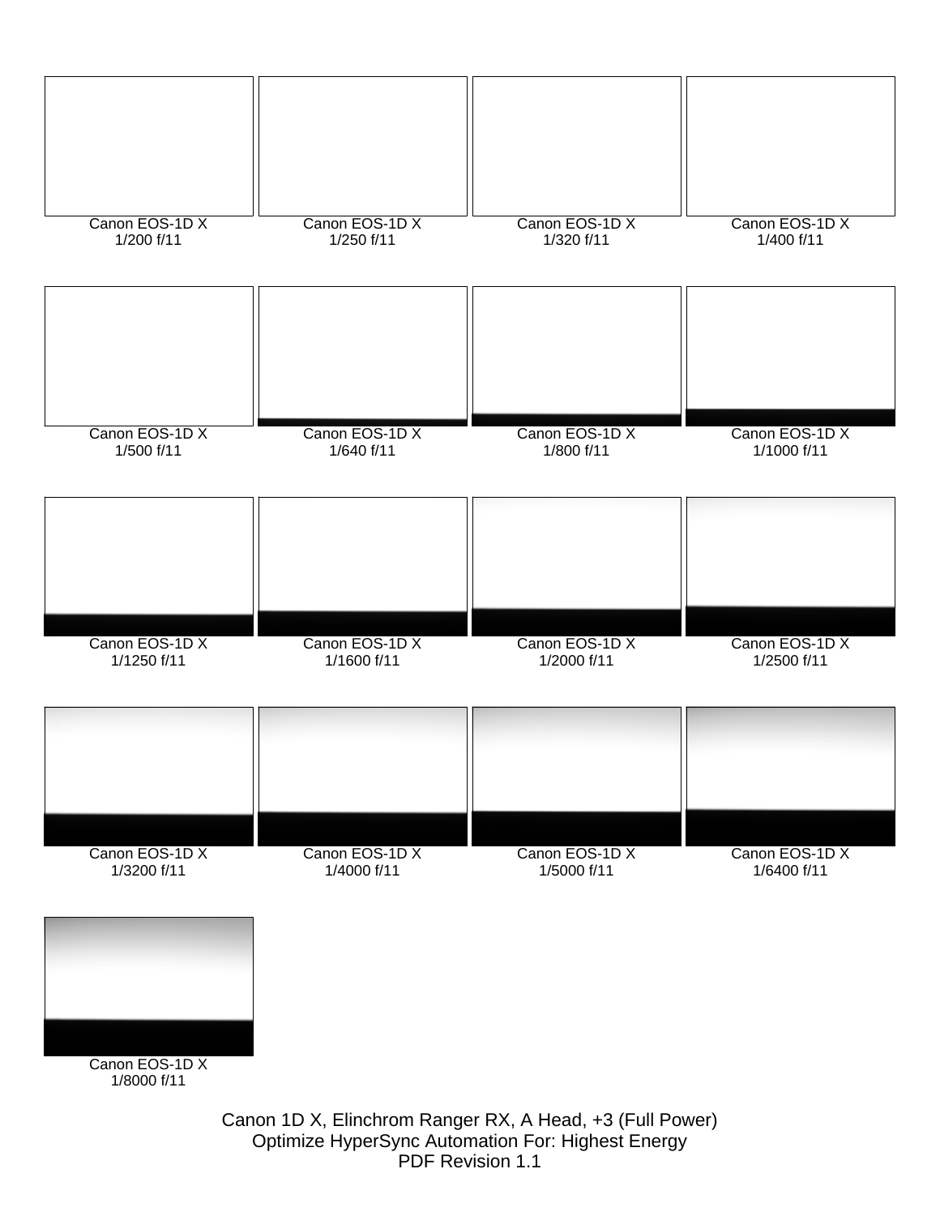Canon EOS-1D X
1/200 f/11

Canon EOS-1D X
1/250 f/11

Canon EOS-1D X
1/320 f/11

Canon EOS-1D X
1/400 f/11

Canon EOS-1D X
1/500 f/11

Canon EOS-1D X
1/640 f/11

Canon EOS-1D X
1/800 f/11

Canon EOS-1D X
1/1000 f/11

Canon EOS-1D X
1/1250 f/11

Canon EOS-1D X
1/1600 f/11

Canon EOS-1D X
1/2000 f/11

Canon EOS-1D X
1/2500 f/11

Canon EOS-1D X
1/3200 f/11

Canon EOS-1D X
1/4000 f/11

Canon EOS-1D X
1/5000 f/11

Canon EOS-1D X
1/6400 f/11

Canon EOS-1D X
1/8000 f/11

Canon 1D X, Elinchrom Ranger RX, A Head, +3 (Full Power)
Optimize HyperSync Automation For: Highest Energy
PDF Revision 1.1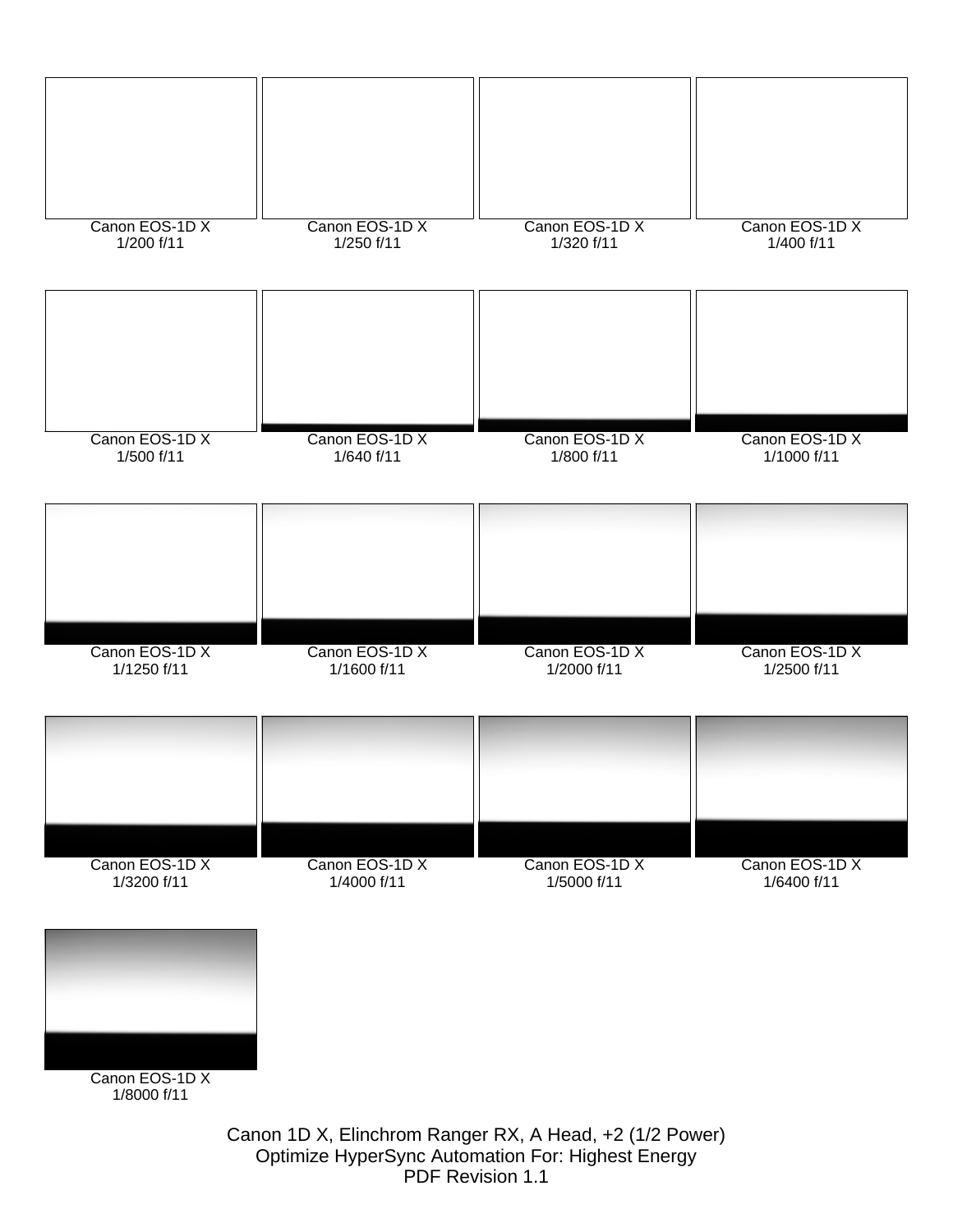Canon EOS-1D X
1/200 f/11

Canon EOS-1D X
1/250 f/11

Canon EOS-1D X
1/320 f/11

Canon EOS-1D X
1/400 f/11

Canon EOS-1D X
1/500 f/11

Canon EOS-1D X
1/640 f/11

Canon EOS-1D X
1/800 f/11

Canon EOS-1D X
1/1000 f/11

Canon EOS-1D X
1/1250 f/11

Canon EOS-1D X
1/1600 f/11

Canon EOS-1D X
1/2000 f/11

Canon EOS-1D X
1/2500 f/11

Canon EOS-1D X
1/3200 f/11

Canon EOS-1D X
1/4000 f/11

Canon EOS-1D X
1/5000 f/11

Canon EOS-1D X
1/6400 f/11

Canon EOS-1D X
1/8000 f/11

Canon 1D X, Elinchrom Ranger RX, A Head, +2 (1/2 Power)
Optimize HyperSync Automation For: Highest Energy
PDF Revision 1.1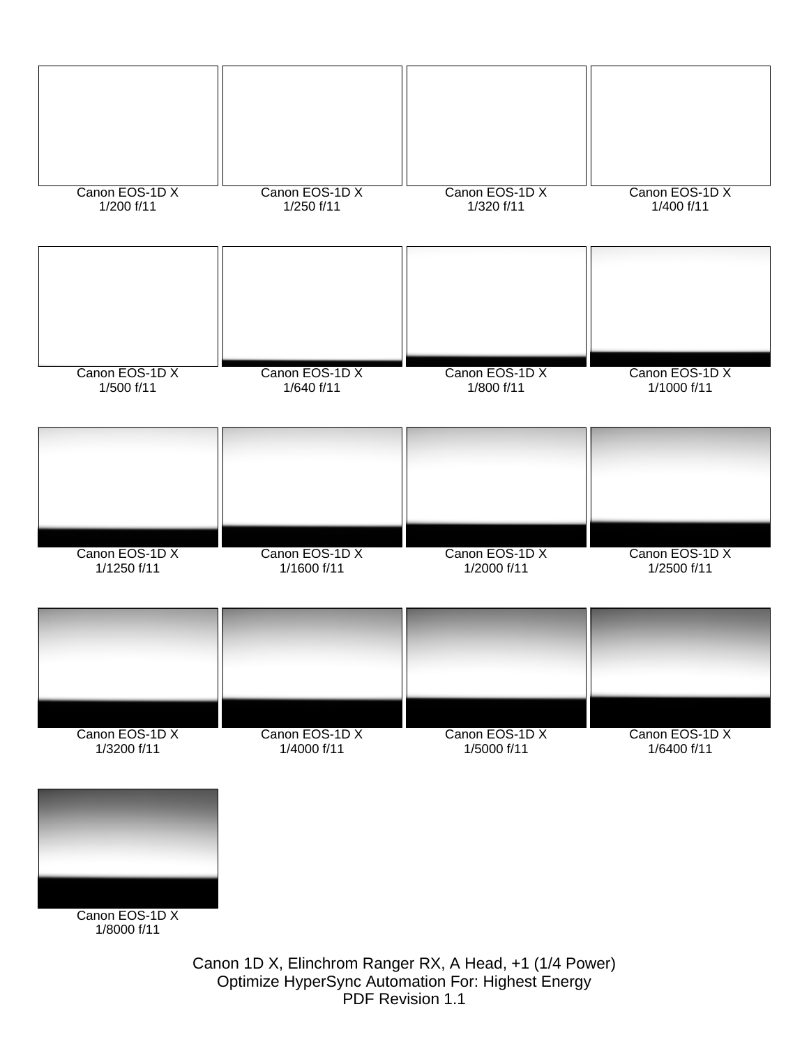Canon EOS-1D X
1/200 f/11

Canon EOS-1D X
1/250 f/11

Canon EOS-1D X
1/320 f/11

Canon EOS-1D X
1/400 f/11

Canon EOS-1D X
1/500 f/11

Canon EOS-1D X
1/640 f/11

Canon EOS-1D X
1/800 f/11

Canon EOS-1D X
1/1000 f/11

Canon EOS-1D X
1/1250 f/11

Canon EOS-1D X
1/1600 f/11

Canon EOS-1D X
1/2000 f/11

Canon EOS-1D X
1/2500 f/11

Canon EOS-1D X
1/3200 f/11

Canon EOS-1D X
1/4000 f/11

Canon EOS-1D X
1/5000 f/11

Canon EOS-1D X
1/6400 f/11

Canon EOS-1D X
1/8000 f/11

Canon 1D X, Elinchrom Ranger RX, A Head, +1 (1/4 Power)
Optimize HyperSync Automation For: Highest Energy
PDF Revision 1.1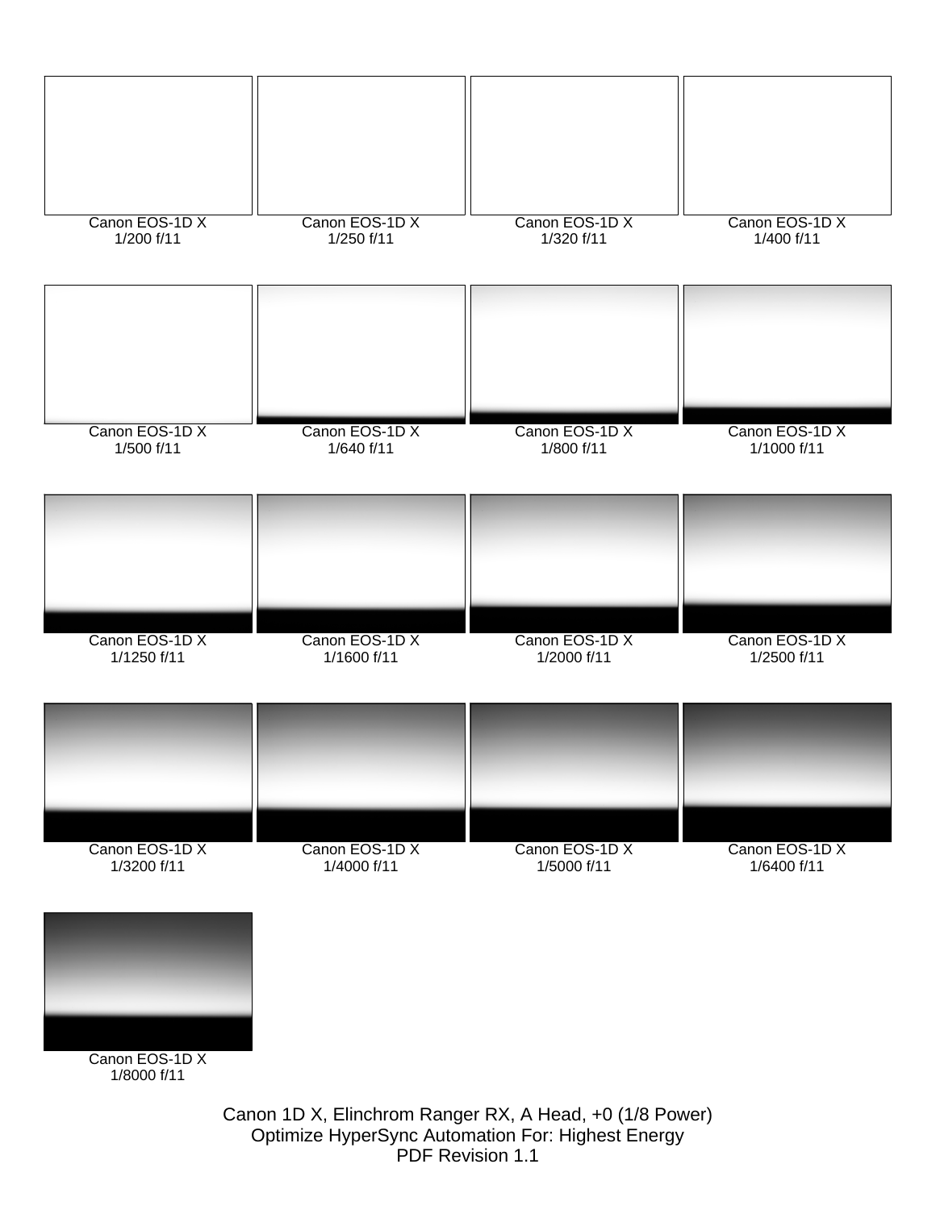Canon EOS-1D X
1/200 f/11

Canon EOS-1D X
1/250 f/11

Canon EOS-1D X
1/320 f/11

Canon EOS-1D X
1/400 f/11

Canon EOS-1D X
1/500 f/11

Canon EOS-1D X
1/640 f/11

Canon EOS-1D X
1/800 f/11

Canon EOS-1D X
1/1000 f/11

Canon EOS-1D X
1/1250 f/11

Canon EOS-1D X
1/1600 f/11

Canon EOS-1D X
1/2000 f/11

Canon EOS-1D X
1/2500 f/11

Canon EOS-1D X
1/3200 f/11

Canon EOS-1D X
1/4000 f/11

Canon EOS-1D X
1/5000 f/11

Canon EOS-1D X
1/6400 f/11

Canon EOS-1D X
1/8000 f/11

Canon 1D X, Elinchrom Ranger RX, A Head, +0 (1/8 Power)
Optimize HyperSync Automation For: Highest Energy
PDF Revision 1.1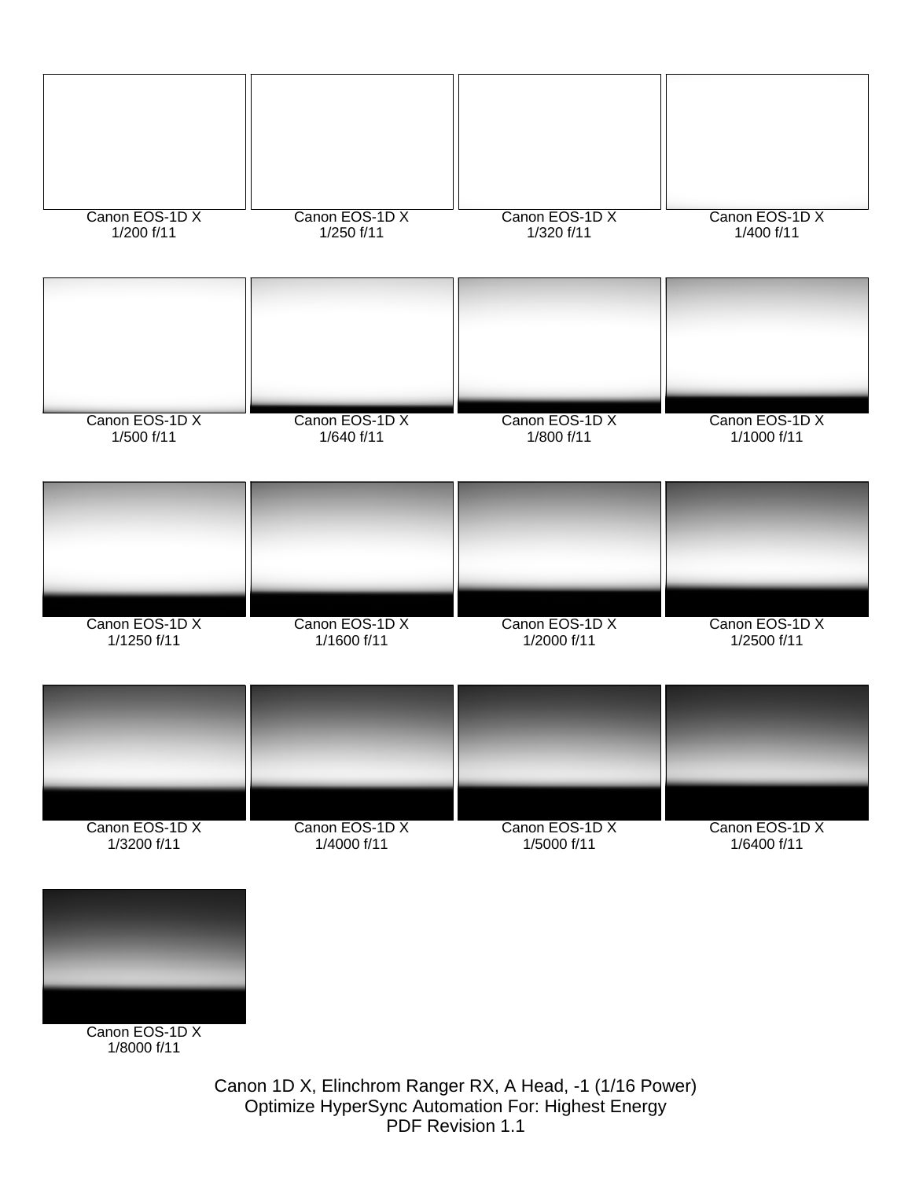Canon EOS-1D X
1/200 f/11

Canon EOS-1D X
1/250 f/11

Canon EOS-1D X
1/320 f/11

Canon EOS-1D X
1/400 f/11

Canon EOS-1D X
1/500 f/11

Canon EOS-1D X
1/640 f/11

Canon EOS-1D X
1/800 f/11

Canon EOS-1D X
1/1000 f/11

Canon EOS-1D X
1/1250 f/11

Canon EOS-1D X
1/1600 f/11

Canon EOS-1D X
1/2000 f/11

Canon EOS-1D X
1/2500 f/11

Canon EOS-1D X
1/3200 f/11

Canon EOS-1D X
1/4000 f/11

Canon EOS-1D X
1/5000 f/11

Canon EOS-1D X
1/6400 f/11

Canon EOS-1D X
1/8000 f/11

Canon 1D X, Elinchrom Ranger RX, A Head, -1 (1/16 Power)
Optimize HyperSync Automation For: Highest Energy
PDF Revision 1.1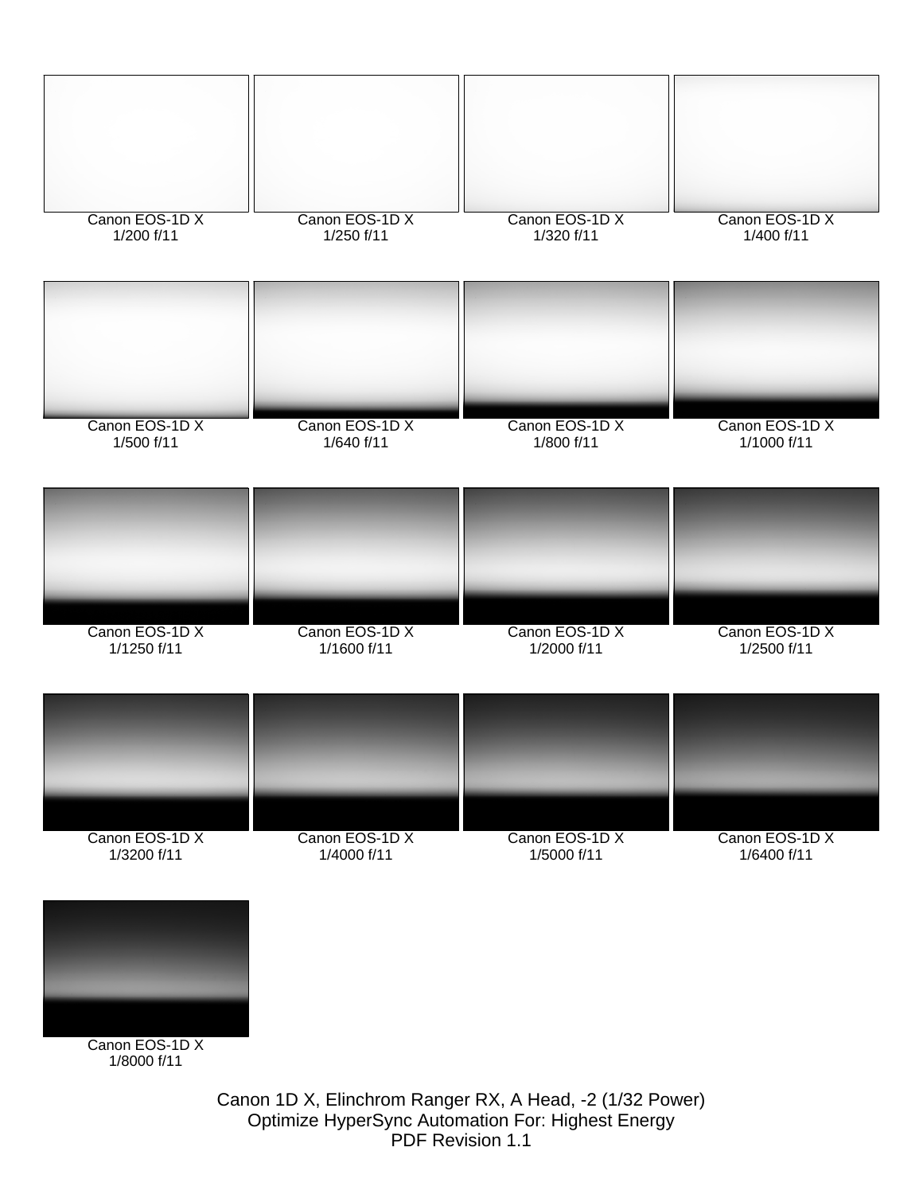Canon EOS-1D X
1/200 f/11

Canon EOS-1D X
1/250 f/11

Canon EOS-1D X
1/320 f/11

Canon EOS-1D X
1/400 f/11

Canon EOS-1D X
1/500 f/11

Canon EOS-1D X
1/640 f/11

Canon EOS-1D X
1/800 f/11

Canon EOS-1D X
1/1000 f/11

Canon EOS-1D X
1/1250 f/11

Canon EOS-1D X
1/1600 f/11

Canon EOS-1D X
1/2000 f/11

Canon EOS-1D X
1/2500 f/11

Canon EOS-1D X
1/3200 f/11

Canon EOS-1D X
1/4000 f/11

Canon EOS-1D X
1/5000 f/11

Canon EOS-1D X
1/6400 f/11

Canon EOS-1D X
1/8000 f/11

Canon 1D X, Elinchrom Ranger RX, A Head, -2 (1/32 Power)
Optimize HyperSync Automation For: Highest Energy
PDF Revision 1.1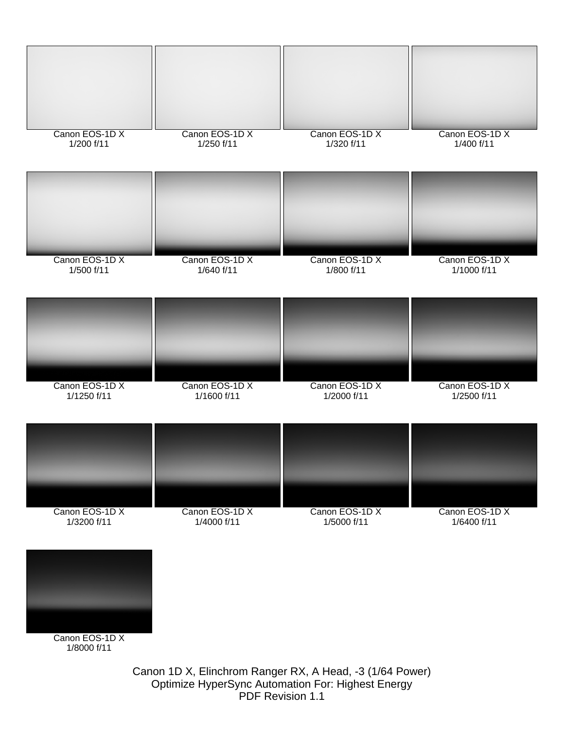Canon EOS-1D X
1/200 f/11

Canon EOS-1D X
1/250 f/11

Canon EOS-1D X
1/320 f/11

Canon EOS-1D X
1/400 f/11

Canon EOS-1D X
1/500 f/11

Canon EOS-1D X
1/640 f/11

Canon EOS-1D X
1/800 f/11

Canon EOS-1D X
1/1000 f/11

Canon EOS-1D X
1/1250 f/11

Canon EOS-1D X
1/1600 f/11

Canon EOS-1D X
1/2000 f/11

Canon EOS-1D X
1/2500 f/11

Canon EOS-1D X
1/3200 f/11

Canon EOS-1D X
1/4000 f/11

Canon EOS-1D X
1/5000 f/11

Canon EOS-1D X
1/6400 f/11

Canon EOS-1D X
1/8000 f/11

Canon 1D X, Elinchrom Ranger RX, A Head, -3 (1/64 Power)
Optimize HyperSync Automation For: Highest Energy
PDF Revision 1.1